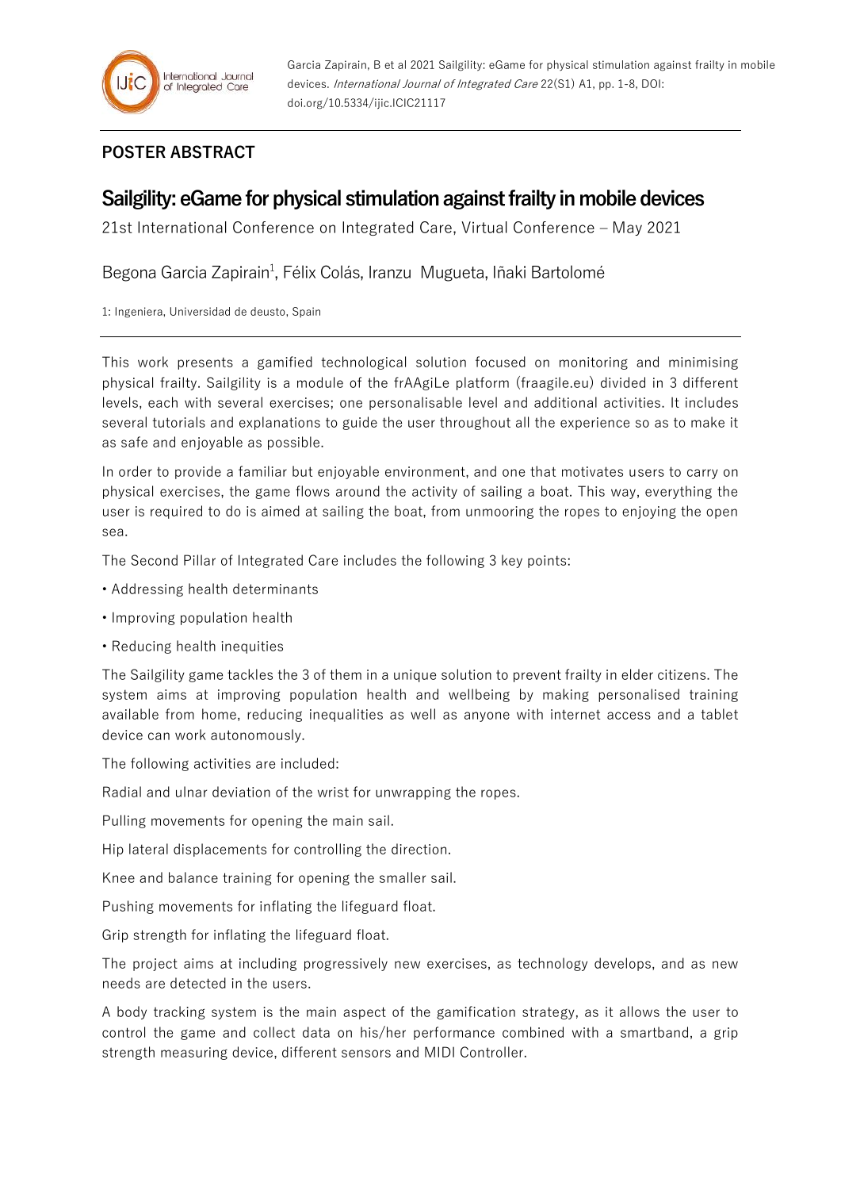Garcia Zapirain, B et al 2021 Sailgility: eGame for physical stimulation against frailty in mobile devices. *International Journal of Integrated Care* 22(S1) A1, pp. 1-8, DOI: doi.org/10.5334/ijic.ICIC21117

**POSTER ABSTRACT**

# Sailgility: eGame for physical stimulation against frailty in mobile devices

21st International Conference on Integrated Care, Virtual Conference – May 2021

Begona Garcia Zapirain[1], Félix Colás, Iranzu Mugueta, Iñaki Bartolomé

1: Ingeniera, Universidad de deusto, Spain

---

This work presents a gamified technological solution focused on monitoring and minimising physical frailty. Sailgility is a module of the frAAgiLe platform (fraagile.eu) divided in 3 different levels, each with several exercises; one personalisable level and additional activities. It includes several tutorials and explanations to guide the user throughout all the experience so as to make it as safe and enjoyable as possible.

In order to provide a familiar but enjoyable environment, and one that motivates users to carry on physical exercises, the game flows around the activity of sailing a boat. This way, everything the user is required to do is aimed at sailing the boat, from unmooring the ropes to enjoying the open sea.

The Second Pillar of Integrated Care includes the following 3 key points:

- Addressing health determinants
- Improving population health
- Reducing health inequities

The Sailgility game tackles the 3 of them in a unique solution to prevent frailty in elder citizens. The system aims at improving population health and wellbeing by making personalised training available from home, reducing inequalities as well as anyone with internet access and a tablet device can work autonomously.

The following activities are included:

Radial and ulnar deviation of the wrist for unwrapping the ropes.

Pulling movements for opening the main sail.

Hip lateral displacements for controlling the direction.

Knee and balance training for opening the smaller sail.

Pushing movements for inflating the lifeguard float.

Grip strength for inflating the lifeguard float.

The project aims at including progressively new exercises, as technology develops, and as new needs are detected in the users.

A body tracking system is the main aspect of the gamification strategy, as it allows the user to control the game and collect data on his/her performance combined with a smartband, a grip strength measuring device, different sensors and MIDI Controller.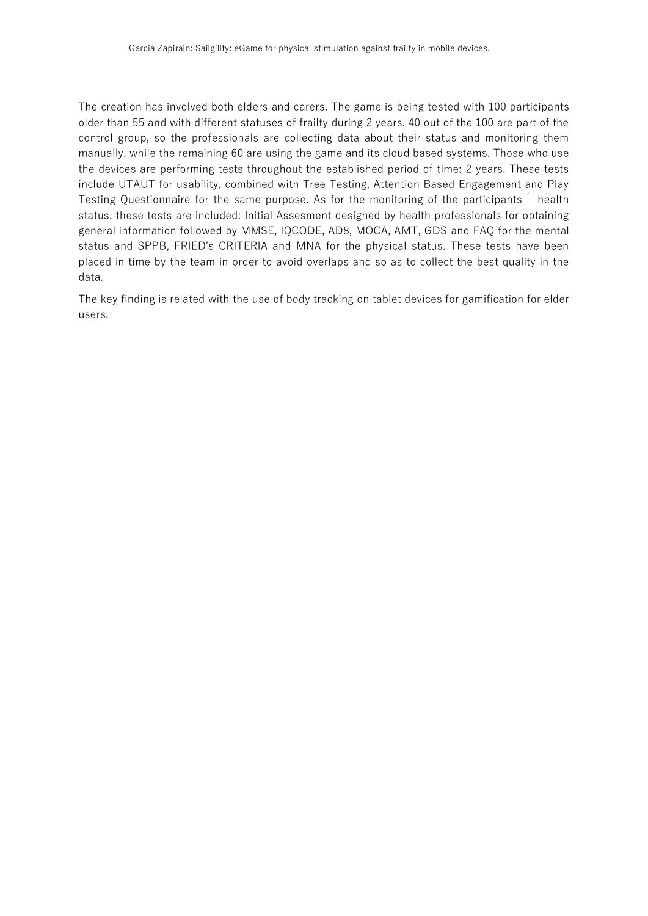The creation has involved both elders and carers. The game is being tested with 100 participants older than 55 and with different statuses of frailty during 2 years. 40 out of the 100 are part of the control group, so the professionals are collecting data about their status and monitoring them manually, while the remaining 60 are using the game and its cloud based systems. Those who use the devices are performing tests throughout the established period of time: 2 years. These tests include UTAUT for usability, combined with Tree Testing, Attention Based Engagement and Play Testing Questionnaire for the same purpose. As for the monitoring of the participants ́ health status, these tests are included: Initial Assesment designed by health professionals for obtaining general information followed by MMSE, IQCODE, AD8, MOCA, AMT, GDS and FAQ for the mental status and SPPB, FRIED's CRITERIA and MNA for the physical status. These tests have been placed in time by the team in order to avoid overlaps and so as to collect the best quality in the data.

The key finding is related with the use of body tracking on tablet devices for gamification for elder users.